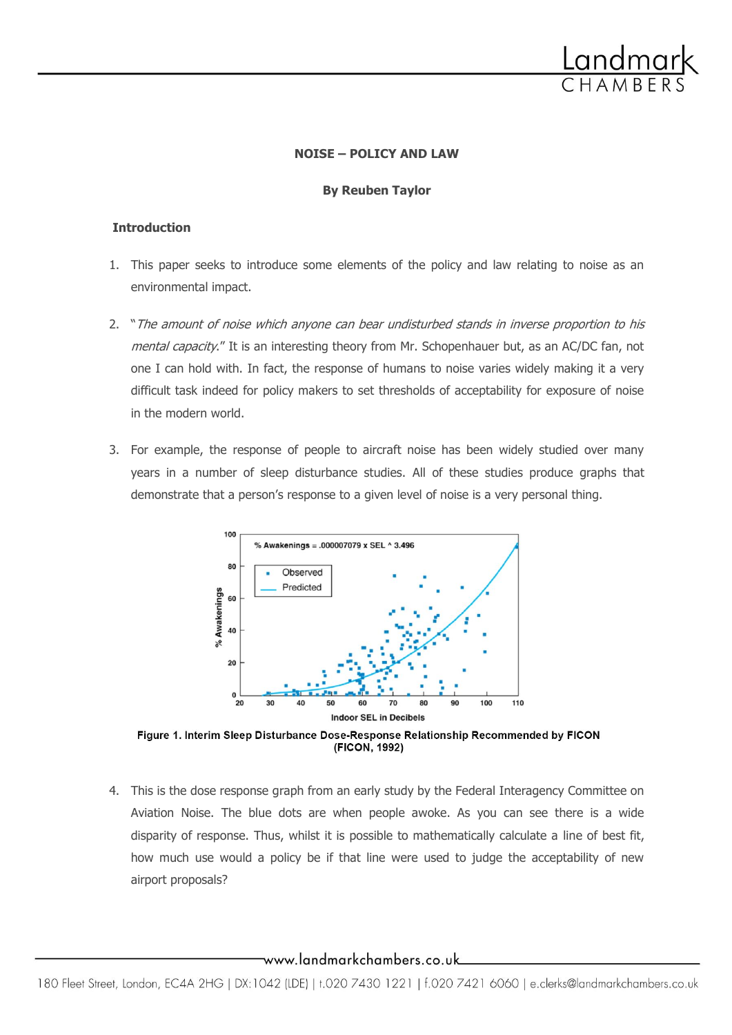# NOISE – POLICY AND LAW

**By Reuben Taylor**

## Introduction

1. This paper seeks to introduce some elements of the policy and law relating to noise as an environmental impact.

2. "*The amount of noise which anyone can bear undisturbed stands in inverse proportion to his mental capacity.*" It is an interesting theory from Mr. Schopenhauer but, as an AC/DC fan, not one I can hold with. In fact, the response of humans to noise varies widely making it a very difficult task indeed for policy makers to set thresholds of acceptability for exposure of noise in the modern world.

3. For example, the response of people to aircraft noise has been widely studied over many years in a number of sleep disturbance studies. All of these studies produce graphs that demonstrate that a person's response to a given level of noise is a very personal thing.

**Figure 1. Interim Sleep Disturbance Dose-Response Relationship Recommended by FICON (FICON, 1992)**

4. This is the dose response graph from an early study by the Federal Interagency Committee on Aviation Noise. The blue dots are when people awoke. As you can see there is a wide disparity of response. Thus, whilst it is possible to mathematically calculate a line of best fit, how much use would a policy be if that line were used to judge the acceptability of new airport proposals?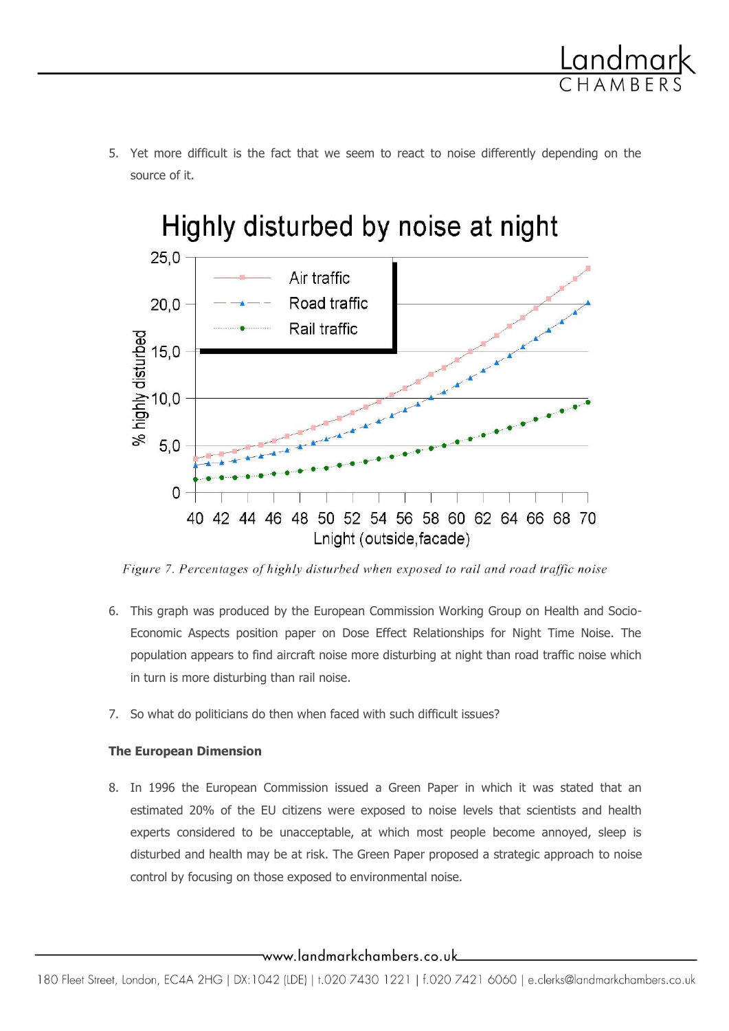5. Yet more difficult is the fact that we seem to react to noise differently depending on the source of it.

*Figure 7. Percentages of highly disturbed when exposed to rail and road traffic noise*

6. This graph was produced by the European Commission Working Group on Health and Socio-Economic Aspects position paper on Dose Effect Relationships for Night Time Noise. The population appears to find aircraft noise more disturbing at night than road traffic noise which in turn is more disturbing than rail noise.

7. So what do politicians do then when faced with such difficult issues?

**The European Dimension**

8. In 1996 the European Commission issued a Green Paper in which it was stated that an estimated 20% of the EU citizens were exposed to noise levels that scientists and health experts considered to be unacceptable, at which most people become annoyed, sleep is disturbed and health may be at risk. The Green Paper proposed a strategic approach to noise control by focusing on those exposed to environmental noise.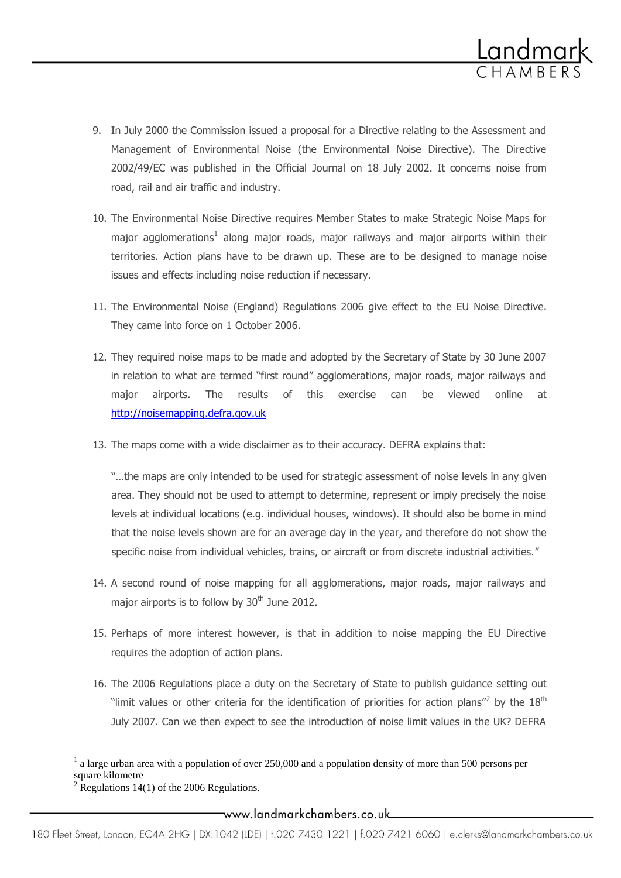9. In July 2000 the Commission issued a proposal for a Directive relating to the Assessment and Management of Environmental Noise (the Environmental Noise Directive). The Directive 2002/49/EC was published in the Official Journal on 18 July 2002. It concerns noise from road, rail and air traffic and industry.

10. The Environmental Noise Directive requires Member States to make Strategic Noise Maps for major agglomerations[1] along major roads, major railways and major airports within their territories. Action plans have to be drawn up. These are to be designed to manage noise issues and effects including noise reduction if necessary.

11. The Environmental Noise (England) Regulations 2006 give effect to the EU Noise Directive. They came into force on 1 October 2006.

12. They required noise maps to be made and adopted by the Secretary of State by 30 June 2007 in relation to what are termed "first round" agglomerations, major roads, major railways and major airports. The results of this exercise can be viewed online at http://noisemapping.defra.gov.uk

13. The maps come with a wide disclaimer as to their accuracy. DEFRA explains that:

    "…the maps are only intended to be used for strategic assessment of noise levels in any given area. They should not be used to attempt to determine, represent or imply precisely the noise levels at individual locations (e.g. individual houses, windows). It should also be borne in mind that the noise levels shown are for an average day in the year, and therefore do not show the specific noise from individual vehicles, trains, or aircraft or from discrete industrial activities."

14. A second round of noise mapping for all agglomerations, major roads, major railways and major airports is to follow by 30th June 2012.

15. Perhaps of more interest however, is that in addition to noise mapping the EU Directive requires the adoption of action plans.

16. The 2006 Regulations place a duty on the Secretary of State to publish guidance setting out "limit values or other criteria for the identification of priorities for action plans"[2] by the 18th July 2007. Can we then expect to see the introduction of noise limit values in the UK? DEFRA

---

[1] a large urban area with a population of over 250,000 and a population density of more than 500 persons per square kilometre

[2] Regulations 14(1) of the 2006 Regulations.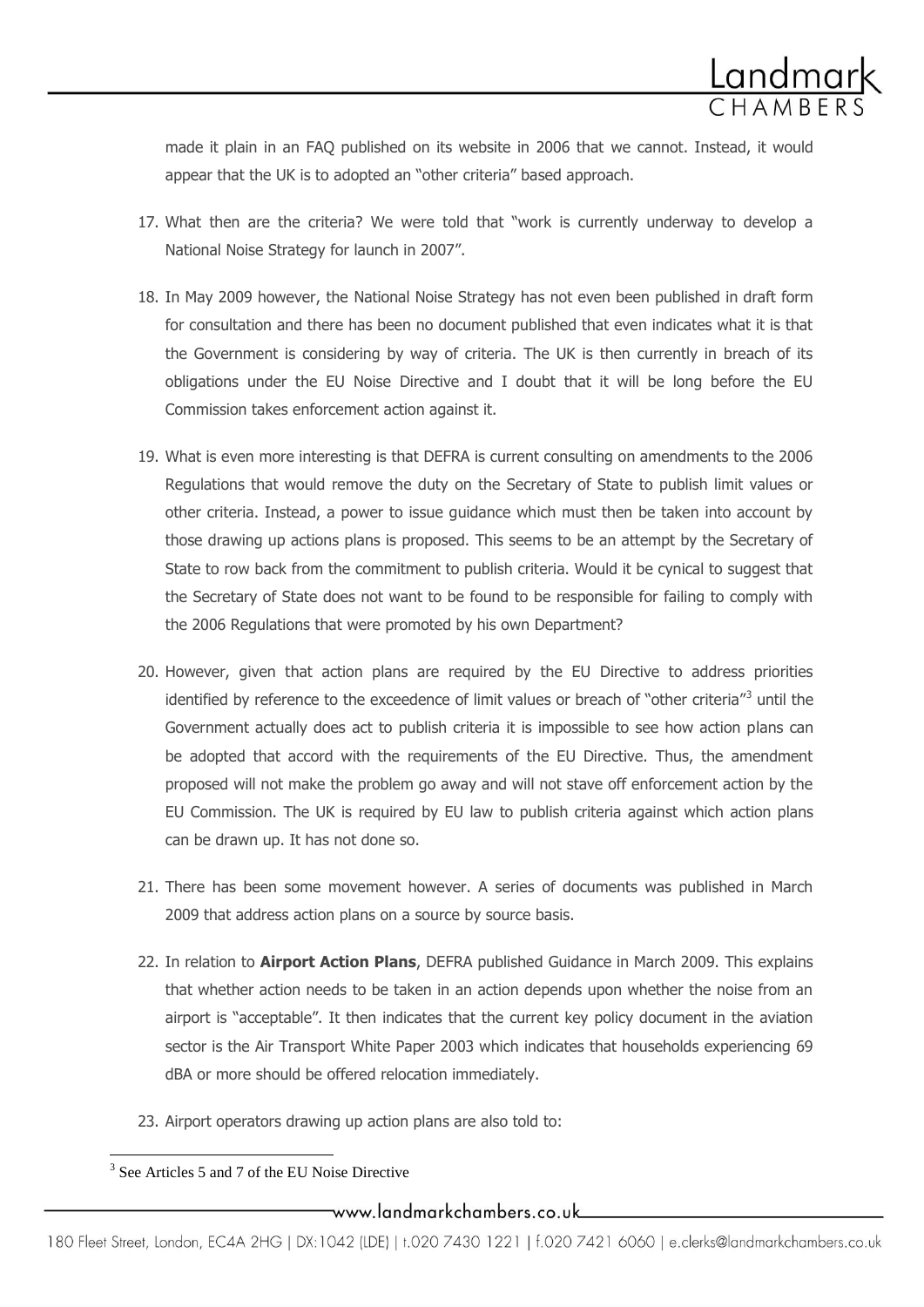made it plain in an FAQ published on its website in 2006 that we cannot. Instead, it would appear that the UK is to adopted an "other criteria" based approach.

17. What then are the criteria? We were told that "work is currently underway to develop a National Noise Strategy for launch in 2007".

18. In May 2009 however, the National Noise Strategy has not even been published in draft form for consultation and there has been no document published that even indicates what it is that the Government is considering by way of criteria. The UK is then currently in breach of its obligations under the EU Noise Directive and I doubt that it will be long before the EU Commission takes enforcement action against it.

19. What is even more interesting is that DEFRA is current consulting on amendments to the 2006 Regulations that would remove the duty on the Secretary of State to publish limit values or other criteria. Instead, a power to issue guidance which must then be taken into account by those drawing up actions plans is proposed. This seems to be an attempt by the Secretary of State to row back from the commitment to publish criteria. Would it be cynical to suggest that the Secretary of State does not want to be found to be responsible for failing to comply with the 2006 Regulations that were promoted by his own Department?

20. However, given that action plans are required by the EU Directive to address priorities identified by reference to the exceedence of limit values or breach of "other criteria"[3] until the Government actually does act to publish criteria it is impossible to see how action plans can be adopted that accord with the requirements of the EU Directive. Thus, the amendment proposed will not make the problem go away and will not stave off enforcement action by the EU Commission. The UK is required by EU law to publish criteria against which action plans can be drawn up. It has not done so.

21. There has been some movement however. A series of documents was published in March 2009 that address action plans on a source by source basis.

22. In relation to **Airport Action Plans**, DEFRA published Guidance in March 2009. This explains that whether action needs to be taken in an action depends upon whether the noise from an airport is "acceptable". It then indicates that the current key policy document in the aviation sector is the Air Transport White Paper 2003 which indicates that households experiencing 69 dBA or more should be offered relocation immediately.

23. Airport operators drawing up action plans are also told to:

[3] See Articles 5 and 7 of the EU Noise Directive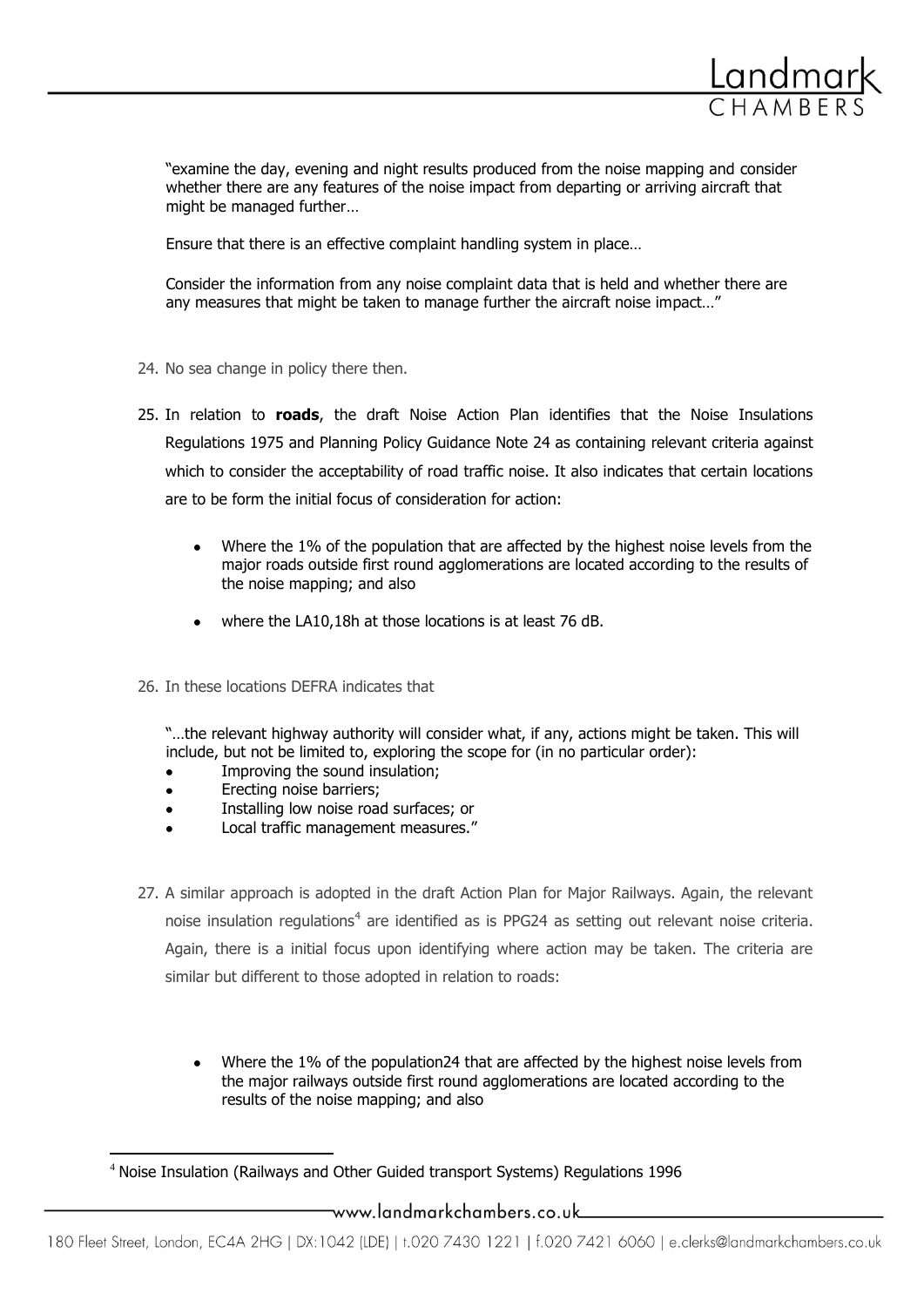"examine the day, evening and night results produced from the noise mapping and consider whether there are any features of the noise impact from departing or arriving aircraft that might be managed further…

Ensure that there is an effective complaint handling system in place…

Consider the information from any noise complaint data that is held and whether there are any measures that might be taken to manage further the aircraft noise impact…"

24. No sea change in policy there then.

25. In relation to **roads**, the draft Noise Action Plan identifies that the Noise Insulations Regulations 1975 and Planning Policy Guidance Note 24 as containing relevant criteria against which to consider the acceptability of road traffic noise. It also indicates that certain locations are to be form the initial focus of consideration for action:

    - Where the 1% of the population that are affected by the highest noise levels from the major roads outside first round agglomerations are located according to the results of the noise mapping; and also
    - where the LA10,18h at those locations is at least 76 dB.

26. In these locations DEFRA indicates that

    "…the relevant highway authority will consider what, if any, actions might be taken. This will include, but not be limited to, exploring the scope for (in no particular order):
    - Improving the sound insulation;
    - Erecting noise barriers;
    - Installing low noise road surfaces; or
    - Local traffic management measures."

27. A similar approach is adopted in the draft Action Plan for Major Railways. Again, the relevant noise insulation regulations[4] are identified as is PPG24 as setting out relevant noise criteria. Again, there is a initial focus upon identifying where action may be taken. The criteria are similar but different to those adopted in relation to roads:

    - Where the 1% of the population24 that are affected by the highest noise levels from the major railways outside first round agglomerations are located according to the results of the noise mapping; and also

[4] Noise Insulation (Railways and Other Guided transport Systems) Regulations 1996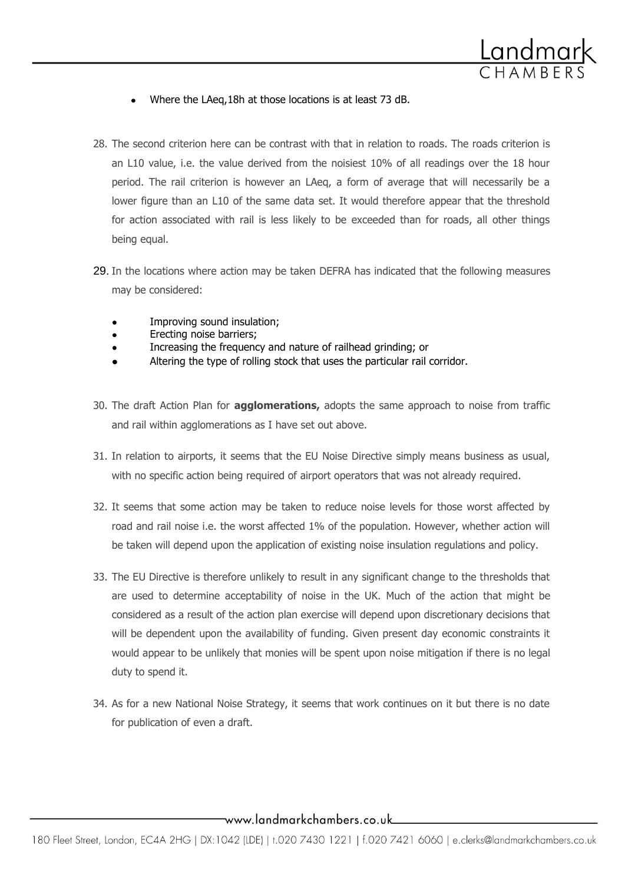- Where the LAeq,18h at those locations is at least 73 dB.

28. The second criterion here can be contrast with that in relation to roads. The roads criterion is an L10 value, i.e. the value derived from the noisiest 10% of all readings over the 18 hour period. The rail criterion is however an LAeq, a form of average that will necessarily be a lower figure than an L10 of the same data set. It would therefore appear that the threshold for action associated with rail is less likely to be exceeded than for roads, all other things being equal.

29. In the locations where action may be taken DEFRA has indicated that the following measures may be considered:

    - Improving sound insulation;
    - Erecting noise barriers;
    - Increasing the frequency and nature of railhead grinding; or
    - Altering the type of rolling stock that uses the particular rail corridor.

30. The draft Action Plan for **agglomerations,** adopts the same approach to noise from traffic and rail within agglomerations as I have set out above.

31. In relation to airports, it seems that the EU Noise Directive simply means business as usual, with no specific action being required of airport operators that was not already required.

32. It seems that some action may be taken to reduce noise levels for those worst affected by road and rail noise i.e. the worst affected 1% of the population. However, whether action will be taken will depend upon the application of existing noise insulation regulations and policy.

33. The EU Directive is therefore unlikely to result in any significant change to the thresholds that are used to determine acceptability of noise in the UK. Much of the action that might be considered as a result of the action plan exercise will depend upon discretionary decisions that will be dependent upon the availability of funding. Given present day economic constraints it would appear to be unlikely that monies will be spent upon noise mitigation if there is no legal duty to spend it.

34. As for a new National Noise Strategy, it seems that work continues on it but there is no date for publication of even a draft.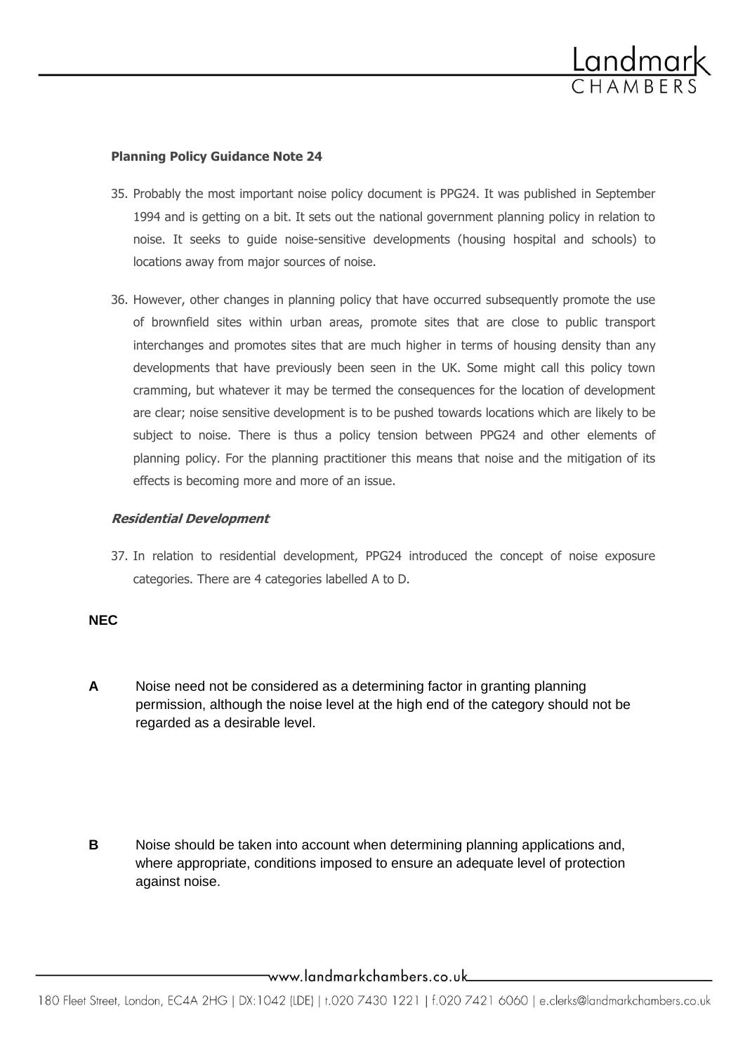**Planning Policy Guidance Note 24**

35. Probably the most important noise policy document is PPG24. It was published in September 1994 and is getting on a bit. It sets out the national government planning policy in relation to noise. It seeks to guide noise-sensitive developments (housing hospital and schools) to locations away from major sources of noise.

36. However, other changes in planning policy that have occurred subsequently promote the use of brownfield sites within urban areas, promote sites that are close to public transport interchanges and promotes sites that are much higher in terms of housing density than any developments that have previously been seen in the UK. Some might call this policy town cramming, but whatever it may be termed the consequences for the location of development are clear; noise sensitive development is to be pushed towards locations which are likely to be subject to noise. There is thus a policy tension between PPG24 and other elements of planning policy. For the planning practitioner this means that noise and the mitigation of its effects is becoming more and more of an issue.

***Residential Development***

37. In relation to residential development, PPG24 introduced the concept of noise exposure categories. There are 4 categories labelled A to D.

| NEC | |
|---|---|
| **A** | Noise need not be considered as a determining factor in granting planning permission, although the noise level at the high end of the category should not be regarded as a desirable level. |
| **B** | Noise should be taken into account when determining planning applications and, where appropriate, conditions imposed to ensure an adequate level of protection against noise. |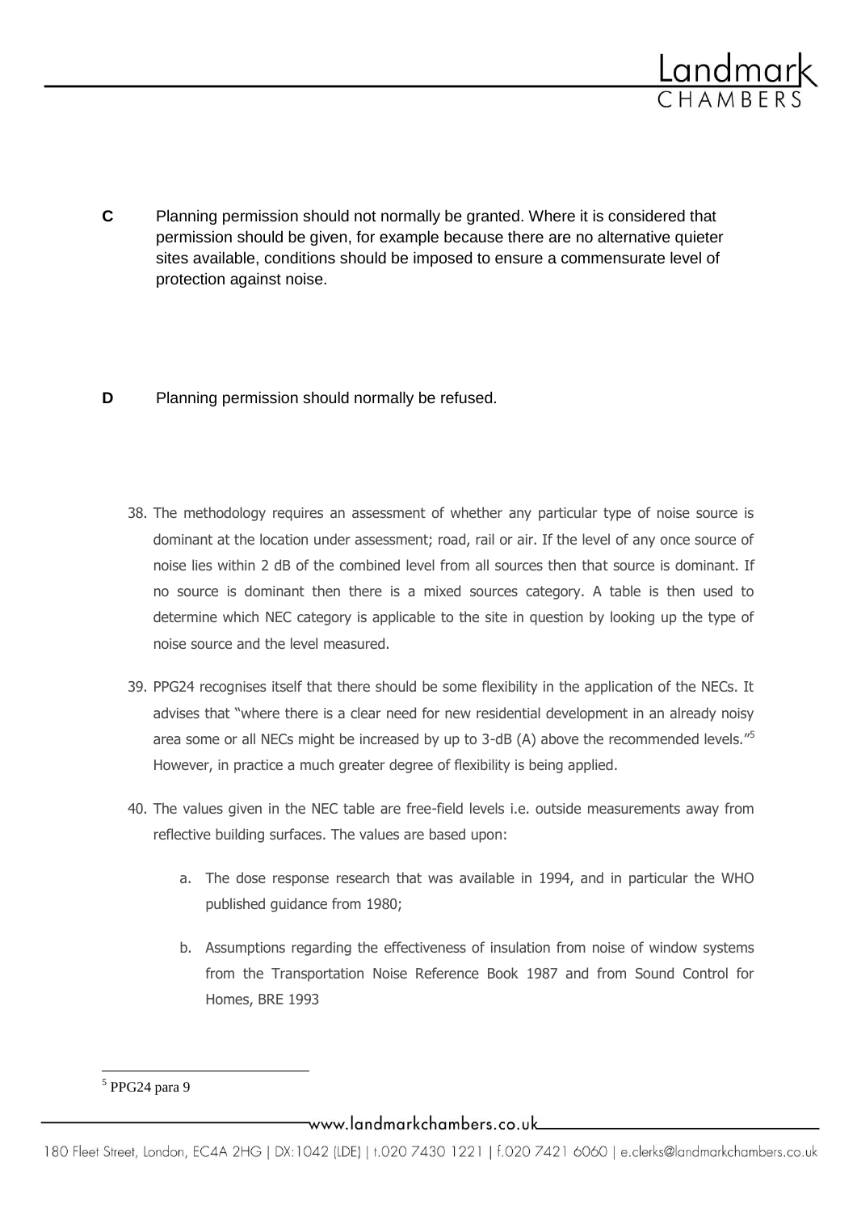**C** Planning permission should not normally be granted. Where it is considered that permission should be given, for example because there are no alternative quieter sites available, conditions should be imposed to ensure a commensurate level of protection against noise.

**D** Planning permission should normally be refused.

38. The methodology requires an assessment of whether any particular type of noise source is dominant at the location under assessment; road, rail or air. If the level of any once source of noise lies within 2 dB of the combined level from all sources then that source is dominant. If no source is dominant then there is a mixed sources category. A table is then used to determine which NEC category is applicable to the site in question by looking up the type of noise source and the level measured.

39. PPG24 recognises itself that there should be some flexibility in the application of the NECs. It advises that "where there is a clear need for new residential development in an already noisy area some or all NECs might be increased by up to 3-dB (A) above the recommended levels."[5] However, in practice a much greater degree of flexibility is being applied.

40. The values given in the NEC table are free-field levels i.e. outside measurements away from reflective building surfaces. The values are based upon:

    a. The dose response research that was available in 1994, and in particular the WHO published guidance from 1980;

    b. Assumptions regarding the effectiveness of insulation from noise of window systems from the Transportation Noise Reference Book 1987 and from Sound Control for Homes, BRE 1993

[5] PPG24 para 9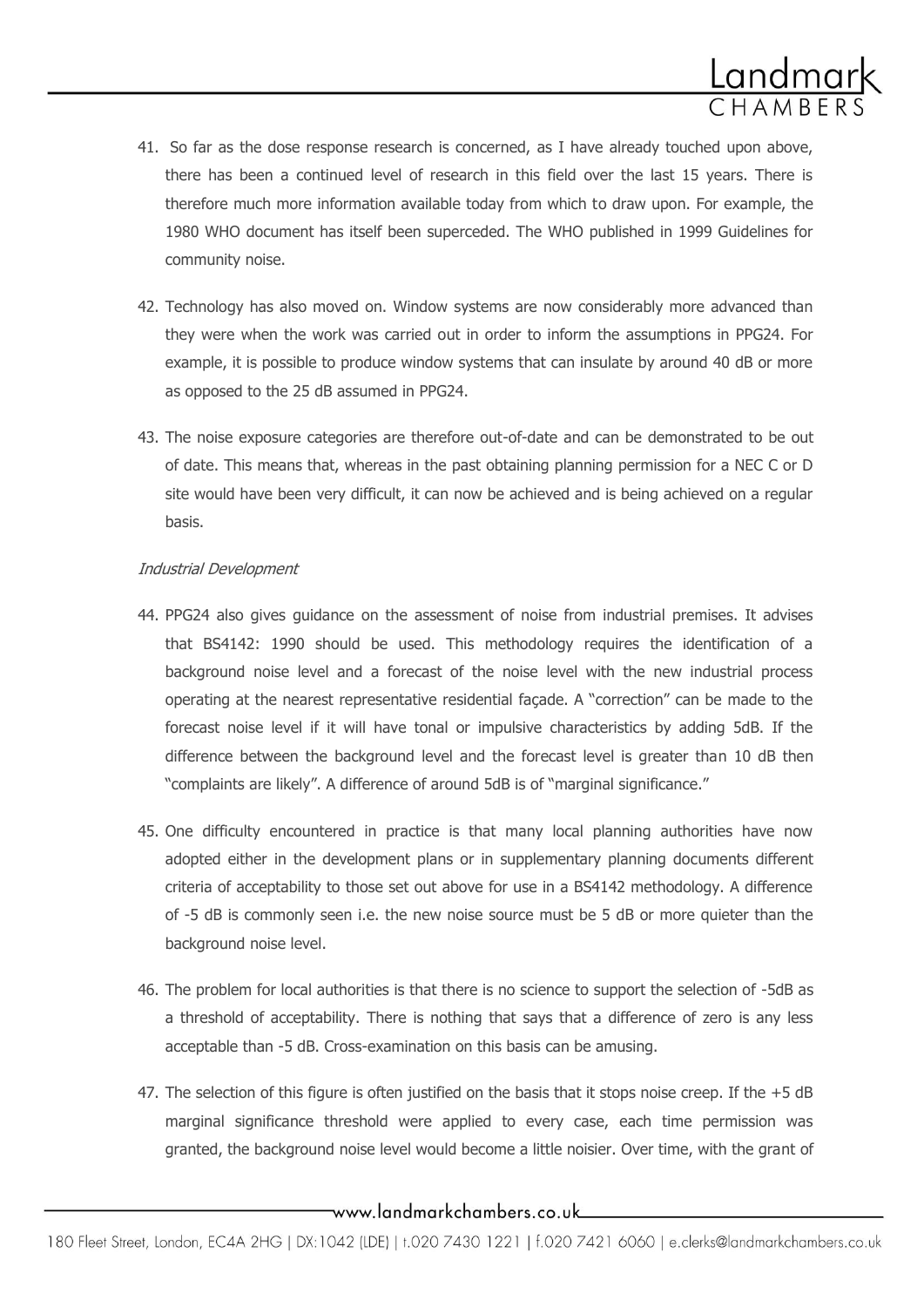41. So far as the dose response research is concerned, as I have already touched upon above, there has been a continued level of research in this field over the last 15 years. There is therefore much more information available today from which to draw upon. For example, the 1980 WHO document has itself been superceded. The WHO published in 1999 Guidelines for community noise.

42. Technology has also moved on. Window systems are now considerably more advanced than they were when the work was carried out in order to inform the assumptions in PPG24. For example, it is possible to produce window systems that can insulate by around 40 dB or more as opposed to the 25 dB assumed in PPG24.

43. The noise exposure categories are therefore out-of-date and can be demonstrated to be out of date. This means that, whereas in the past obtaining planning permission for a NEC C or D site would have been very difficult, it can now be achieved and is being achieved on a regular basis.

*Industrial Development*

44. PPG24 also gives guidance on the assessment of noise from industrial premises. It advises that BS4142: 1990 should be used. This methodology requires the identification of a background noise level and a forecast of the noise level with the new industrial process operating at the nearest representative residential façade. A "correction" can be made to the forecast noise level if it will have tonal or impulsive characteristics by adding 5dB. If the difference between the background level and the forecast level is greater than 10 dB then "complaints are likely". A difference of around 5dB is of "marginal significance."

45. One difficulty encountered in practice is that many local planning authorities have now adopted either in the development plans or in supplementary planning documents different criteria of acceptability to those set out above for use in a BS4142 methodology. A difference of -5 dB is commonly seen i.e. the new noise source must be 5 dB or more quieter than the background noise level.

46. The problem for local authorities is that there is no science to support the selection of -5dB as a threshold of acceptability. There is nothing that says that a difference of zero is any less acceptable than -5 dB. Cross-examination on this basis can be amusing.

47. The selection of this figure is often justified on the basis that it stops noise creep. If the +5 dB marginal significance threshold were applied to every case, each time permission was granted, the background noise level would become a little noisier. Over time, with the grant of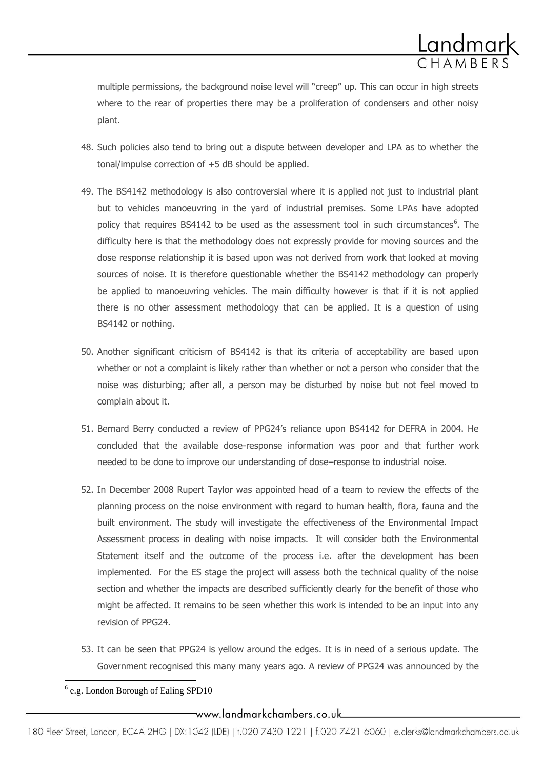multiple permissions, the background noise level will "creep" up. This can occur in high streets where to the rear of properties there may be a proliferation of condensers and other noisy plant.

48. Such policies also tend to bring out a dispute between developer and LPA as to whether the tonal/impulse correction of +5 dB should be applied.

49. The BS4142 methodology is also controversial where it is applied not just to industrial plant but to vehicles manoeuvring in the yard of industrial premises. Some LPAs have adopted policy that requires BS4142 to be used as the assessment tool in such circumstances[6]. The difficulty here is that the methodology does not expressly provide for moving sources and the dose response relationship it is based upon was not derived from work that looked at moving sources of noise. It is therefore questionable whether the BS4142 methodology can properly be applied to manoeuvring vehicles. The main difficulty however is that if it is not applied there is no other assessment methodology that can be applied. It is a question of using BS4142 or nothing.

50. Another significant criticism of BS4142 is that its criteria of acceptability are based upon whether or not a complaint is likely rather than whether or not a person who consider that the noise was disturbing; after all, a person may be disturbed by noise but not feel moved to complain about it.

51. Bernard Berry conducted a review of PPG24's reliance upon BS4142 for DEFRA in 2004. He concluded that the available dose-response information was poor and that further work needed to be done to improve our understanding of dose–response to industrial noise.

52. In December 2008 Rupert Taylor was appointed head of a team to review the effects of the planning process on the noise environment with regard to human health, flora, fauna and the built environment. The study will investigate the effectiveness of the Environmental Impact Assessment process in dealing with noise impacts. It will consider both the Environmental Statement itself and the outcome of the process i.e. after the development has been implemented. For the ES stage the project will assess both the technical quality of the noise section and whether the impacts are described sufficiently clearly for the benefit of those who might be affected. It remains to be seen whether this work is intended to be an input into any revision of PPG24.

53. It can be seen that PPG24 is yellow around the edges. It is in need of a serious update. The Government recognised this many many years ago. A review of PPG24 was announced by the

[6] e.g. London Borough of Ealing SPD10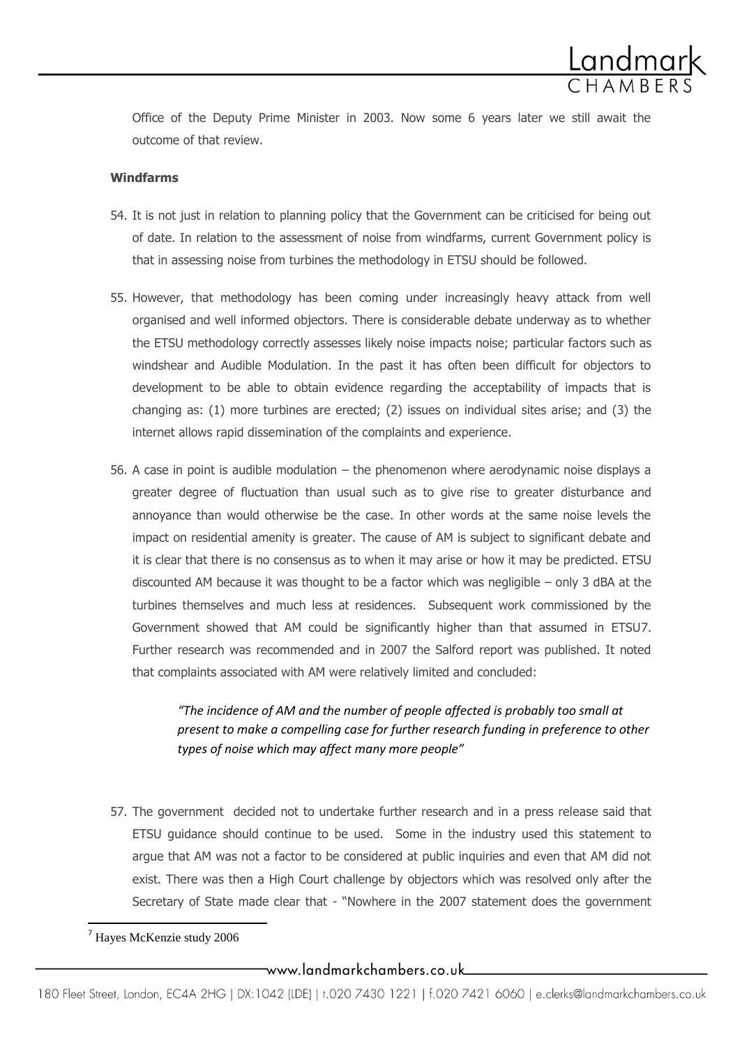Office of the Deputy Prime Minister in 2003. Now some 6 years later we still await the outcome of that review.

**Windfarms**

54. It is not just in relation to planning policy that the Government can be criticised for being out of date. In relation to the assessment of noise from windfarms, current Government policy is that in assessing noise from turbines the methodology in ETSU should be followed.

55. However, that methodology has been coming under increasingly heavy attack from well organised and well informed objectors. There is considerable debate underway as to whether the ETSU methodology correctly assesses likely noise impacts noise; particular factors such as windshear and Audible Modulation. In the past it has often been difficult for objectors to development to be able to obtain evidence regarding the acceptability of impacts that is changing as: (1) more turbines are erected; (2) issues on individual sites arise; and (3) the internet allows rapid dissemination of the complaints and experience.

56. A case in point is audible modulation – the phenomenon where aerodynamic noise displays a greater degree of fluctuation than usual such as to give rise to greater disturbance and annoyance than would otherwise be the case. In other words at the same noise levels the impact on residential amenity is greater. The cause of AM is subject to significant debate and it is clear that there is no consensus as to when it may arise or how it may be predicted. ETSU discounted AM because it was thought to be a factor which was negligible – only 3 dBA at the turbines themselves and much less at residences. Subsequent work commissioned by the Government showed that AM could be significantly higher than that assumed in ETSU[7]. Further research was recommended and in 2007 the Salford report was published. It noted that complaints associated with AM were relatively limited and concluded:

> *"The incidence of AM and the number of people affected is probably too small at present to make a compelling case for further research funding in preference to other types of noise which may affect many more people"*

57. The government decided not to undertake further research and in a press release said that ETSU guidance should continue to be used. Some in the industry used this statement to argue that AM was not a factor to be considered at public inquiries and even that AM did not exist. There was then a High Court challenge by objectors which was resolved only after the Secretary of State made clear that - "Nowhere in the 2007 statement does the government

[7] Hayes McKenzie study 2006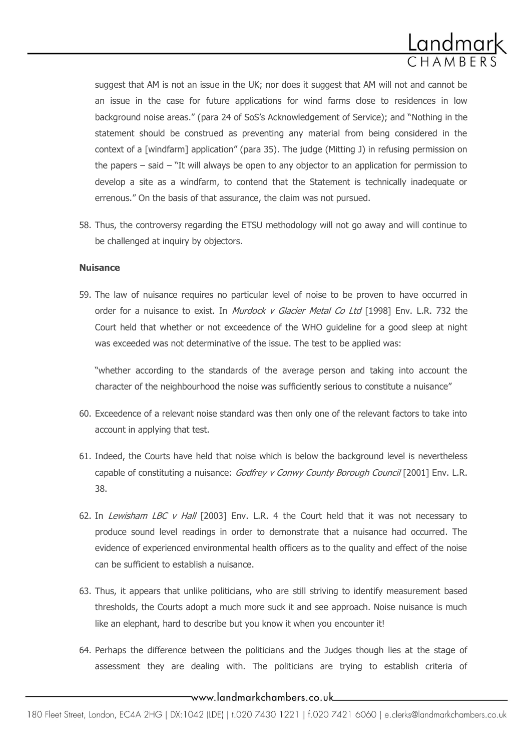suggest that AM is not an issue in the UK; nor does it suggest that AM will not and cannot be an issue in the case for future applications for wind farms close to residences in low background noise areas." (para 24 of SoS's Acknowledgement of Service); and "Nothing in the statement should be construed as preventing any material from being considered in the context of a [windfarm] application" (para 35). The judge (Mitting J) in refusing permission on the papers – said – "It will always be open to any objector to an application for permission to develop a site as a windfarm, to contend that the Statement is technically inadequate or errenous." On the basis of that assurance, the claim was not pursued.

58. Thus, the controversy regarding the ETSU methodology will not go away and will continue to be challenged at inquiry by objectors.

**Nuisance**

59. The law of nuisance requires no particular level of noise to be proven to have occurred in order for a nuisance to exist. In *Murdock v Glacier Metal Co Ltd* [1998] Env. L.R. 732 the Court held that whether or not exceedence of the WHO guideline for a good sleep at night was exceeded was not determinative of the issue. The test to be applied was:

   "whether according to the standards of the average person and taking into account the character of the neighbourhood the noise was sufficiently serious to constitute a nuisance"

60. Exceedence of a relevant noise standard was then only one of the relevant factors to take into account in applying that test.

61. Indeed, the Courts have held that noise which is below the background level is nevertheless capable of constituting a nuisance: *Godfrey v Conwy County Borough Council* [2001] Env. L.R. 38.

62. In *Lewisham LBC v Hall* [2003] Env. L.R. 4 the Court held that it was not necessary to produce sound level readings in order to demonstrate that a nuisance had occurred. The evidence of experienced environmental health officers as to the quality and effect of the noise can be sufficient to establish a nuisance.

63. Thus, it appears that unlike politicians, who are still striving to identify measurement based thresholds, the Courts adopt a much more suck it and see approach. Noise nuisance is much like an elephant, hard to describe but you know it when you encounter it!

64. Perhaps the difference between the politicians and the Judges though lies at the stage of assessment they are dealing with. The politicians are trying to establish criteria of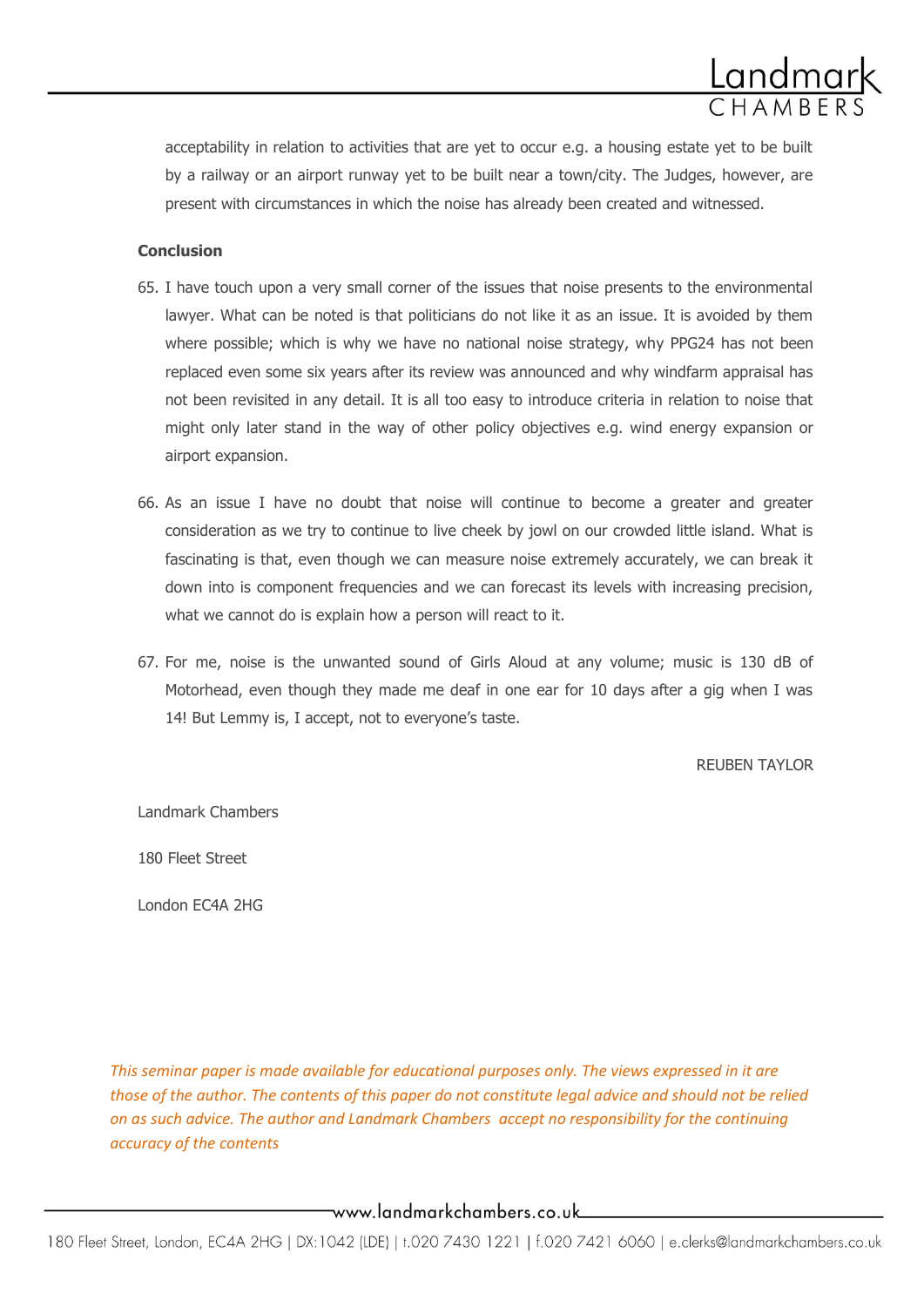acceptability in relation to activities that are yet to occur e.g. a housing estate yet to be built by a railway or an airport runway yet to be built near a town/city. The Judges, however, are present with circumstances in which the noise has already been created and witnessed.

**Conclusion**

65. I have touch upon a very small corner of the issues that noise presents to the environmental lawyer. What can be noted is that politicians do not like it as an issue. It is avoided by them where possible; which is why we have no national noise strategy, why PPG24 has not been replaced even some six years after its review was announced and why windfarm appraisal has not been revisited in any detail. It is all too easy to introduce criteria in relation to noise that might only later stand in the way of other policy objectives e.g. wind energy expansion or airport expansion.

66. As an issue I have no doubt that noise will continue to become a greater and greater consideration as we try to continue to live cheek by jowl on our crowded little island. What is fascinating is that, even though we can measure noise extremely accurately, we can break it down into is component frequencies and we can forecast its levels with increasing precision, what we cannot do is explain how a person will react to it.

67. For me, noise is the unwanted sound of Girls Aloud at any volume; music is 130 dB of Motorhead, even though they made me deaf in one ear for 10 days after a gig when I was 14! But Lemmy is, I accept, not to everyone's taste.

REUBEN TAYLOR

Landmark Chambers

180 Fleet Street

London EC4A 2HG

*This seminar paper is made available for educational purposes only. The views expressed in it are those of the author. The contents of this paper do not constitute legal advice and should not be relied on as such advice. The author and Landmark Chambers accept no responsibility for the continuing accuracy of the contents*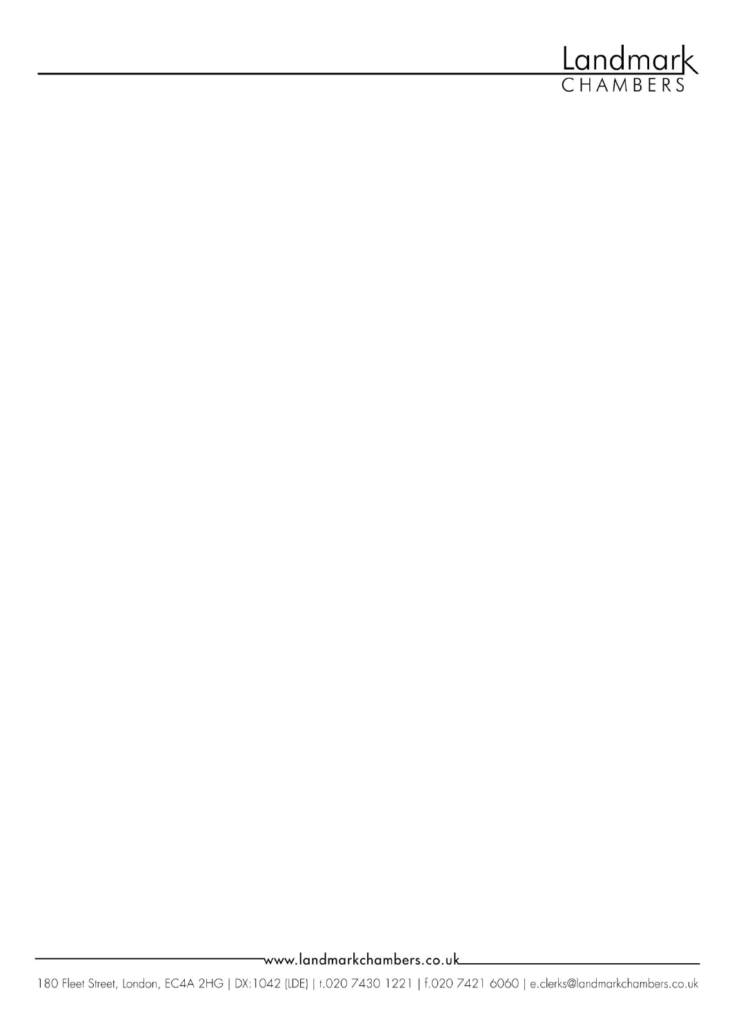Landmark
CHAMBERS

www.landmarkchambers.co.uk

180 Fleet Street, London, EC4A 2HG | DX:1042 (LDE) | t.020 7430 1221 | f.020 7421 6060 | e.clerks@landmarkchambers.co.uk